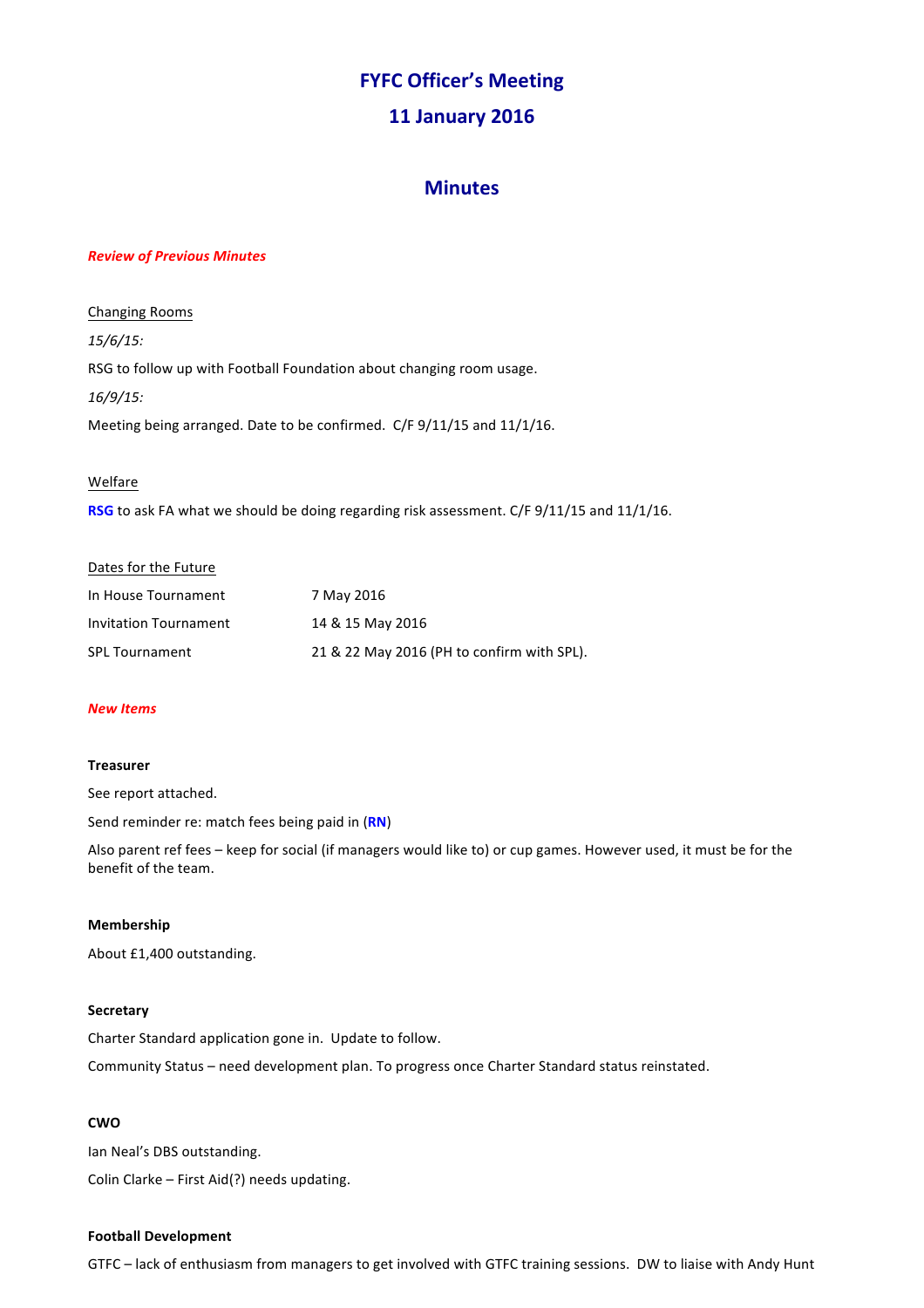# FYFC Officer's Meeting

## 11 January 2016

## Minutes

***Review of Previous Minutes***

Changing Rooms

*15/6/15:*

RSG to follow up with Football Foundation about changing room usage.

*16/9/15:*

Meeting being arranged. Date to be confirmed. C/F 9/11/15 and 11/1/16.

Welfare

**RSG** to ask FA what we should be doing regarding risk assessment. C/F 9/11/15 and 11/1/16.

Dates for the Future

| | |
|---|---|
| In House Tournament | 7 May 2016 |
| Invitation Tournament | 14 & 15 May 2016 |
| SPL Tournament | 21 & 22 May 2016 (PH to confirm with SPL). |

***New Items***

**Treasurer**

See report attached.

Send reminder re: match fees being paid in (**RN**)

Also parent ref fees – keep for social (if managers would like to) or cup games. However used, it must be for the benefit of the team.

**Membership**

About £1,400 outstanding.

**Secretary**

Charter Standard application gone in. Update to follow.

Community Status – need development plan. To progress once Charter Standard status reinstated.

**CWO**

Ian Neal's DBS outstanding.

Colin Clarke – First Aid(?) needs updating.

**Football Development**

GTFC – lack of enthusiasm from managers to get involved with GTFC training sessions. DW to liaise with Andy Hunt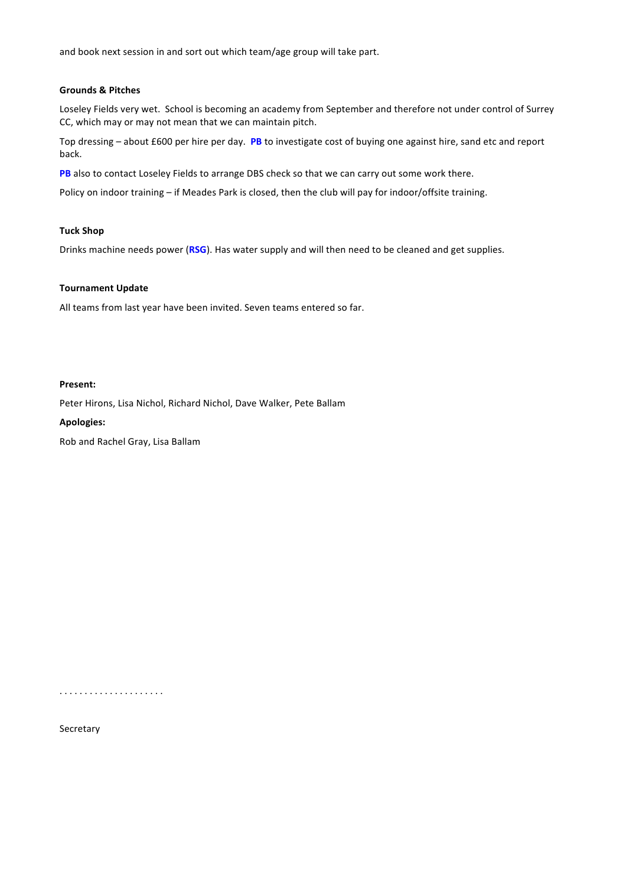and book next session in and sort out which team/age group will take part.

**Grounds & Pitches**

Loseley Fields very wet. School is becoming an academy from September and therefore not under control of Surrey CC, which may or may not mean that we can maintain pitch.

Top dressing – about £600 per hire per day. **PB** to investigate cost of buying one against hire, sand etc and report back.

**PB** also to contact Loseley Fields to arrange DBS check so that we can carry out some work there.

Policy on indoor training – if Meades Park is closed, then the club will pay for indoor/offsite training.

**Tuck Shop**

Drinks machine needs power (**RSG**). Has water supply and will then need to be cleaned and get supplies.

**Tournament Update**

All teams from last year have been invited. Seven teams entered so far.

**Present:**

Peter Hirons, Lisa Nichol, Richard Nichol, Dave Walker, Pete Ballam

**Apologies:**

Rob and Rachel Gray, Lisa Ballam

. . . . . . . . . . . . . . . . . . . . .

Secretary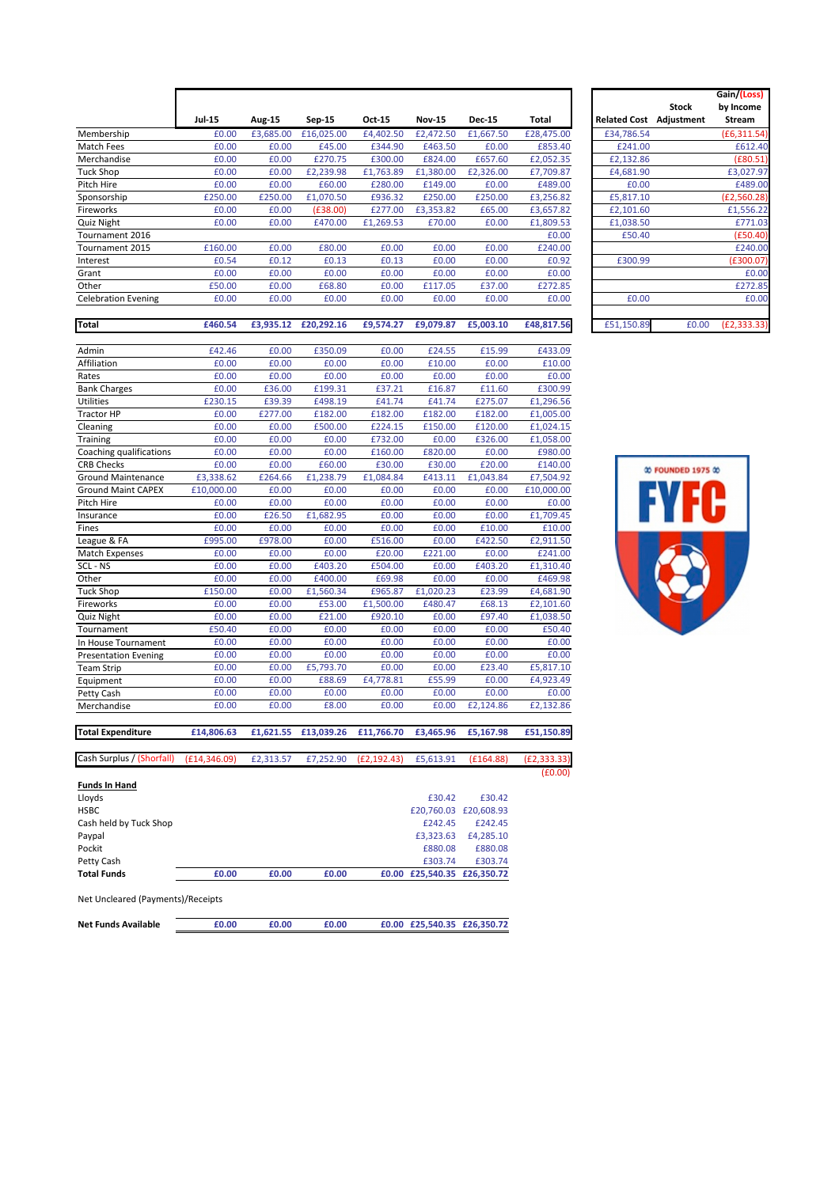| | Jul-15 | Aug-15 | Sep-15 | Oct-15 | Nov-15 | Dec-15 | Total |
|---|---|---|---|---|---|---|---|
| Membership | £0.00 | £3,685.00 | £16,025.00 | £4,402.50 | £2,472.50 | £1,667.50 | £28,475.00 |
| Match Fees | £0.00 | £0.00 | £45.00 | £344.90 | £463.50 | £0.00 | £853.40 |
| Merchandise | £0.00 | £0.00 | £270.75 | £300.00 | £824.00 | £657.60 | £2,052.35 |
| Tuck Shop | £0.00 | £0.00 | £2,239.98 | £1,763.89 | £1,380.00 | £2,326.00 | £7,709.87 |
| Pitch Hire | £0.00 | £0.00 | £60.00 | £280.00 | £149.00 | £0.00 | £489.00 |
| Sponsorship | £250.00 | £250.00 | £1,070.50 | £936.32 | £250.00 | £250.00 | £3,256.82 |
| Fireworks | £0.00 | £0.00 | (£38.00) | £277.00 | £3,353.82 | £65.00 | £3,657.82 |
| Quiz Night | £0.00 | £0.00 | £470.00 | £1,269.53 | £70.00 | £0.00 | £1,809.53 |
| Tournament 2016 | | | | | | | £0.00 |
| Tournament 2015 | £160.00 | £0.00 | £80.00 | £0.00 | £0.00 | £0.00 | £240.00 |
| Interest | £0.54 | £0.12 | £0.13 | £0.13 | £0.00 | £0.00 | £0.92 |
| Grant | £0.00 | £0.00 | £0.00 | £0.00 | £0.00 | £0.00 | £0.00 |
| Other | £50.00 | £0.00 | £68.80 | £0.00 | £117.05 | £37.00 | £272.85 |
| Celebration Evening | £0.00 | £0.00 | £0.00 | £0.00 | £0.00 | £0.00 | £0.00 |
| **Total** | **£460.54** | **£3,935.12** | **£20,292.16** | **£9,574.27** | **£9,079.87** | **£5,003.10** | **£48,817.56** |

| | Related Cost | Stock Adjustment | Gain/(Loss) by Income Stream |
|---|---|---|---|
| Membership | £34,786.54 | | (£6,311.54) |
| Match Fees | £241.00 | | £612.40 |
| Merchandise | £2,132.86 | | (£80.51) |
| Tuck Shop | £4,681.90 | | £3,027.97 |
| Pitch Hire | £0.00 | | £489.00 |
| Sponsorship | £5,817.10 | | (£2,560.28) |
| Fireworks | £2,101.60 | | £1,556.22 |
| Quiz Night | £1,038.50 | | £771.03 |
| Tournament 2016 | £50.40 | | (£50.40) |
| Tournament 2015 | | | £240.00 |
| Interest | £300.99 | | (£300.07) |
| Grant | | | £0.00 |
| Other | | | £272.85 |
| Celebration Evening | £0.00 | | £0.00 |
| Total | £51,150.89 | £0.00 | (£2,333.33) |

| | Jul-15 | Aug-15 | Sep-15 | Oct-15 | Nov-15 | Dec-15 | Total |
|---|---|---|---|---|---|---|---|
| Admin | £42.46 | £0.00 | £350.09 | £0.00 | £24.55 | £15.99 | £433.09 |
| Affiliation | £0.00 | £0.00 | £0.00 | £0.00 | £10.00 | £0.00 | £10.00 |
| Rates | £0.00 | £0.00 | £0.00 | £0.00 | £0.00 | £0.00 | £0.00 |
| Bank Charges | £0.00 | £36.00 | £199.31 | £37.21 | £16.87 | £11.60 | £300.99 |
| Utilities | £230.15 | £39.39 | £498.19 | £41.74 | £41.74 | £275.07 | £1,296.56 |
| Tractor HP | £0.00 | £277.00 | £182.00 | £182.00 | £182.00 | £182.00 | £1,005.00 |
| Cleaning | £0.00 | £0.00 | £500.00 | £224.15 | £150.00 | £120.00 | £1,024.15 |
| Training | £0.00 | £0.00 | £0.00 | £732.00 | £0.00 | £326.00 | £1,058.00 |
| Coaching qualifications | £0.00 | £0.00 | £0.00 | £160.00 | £820.00 | £0.00 | £980.00 |
| CRB Checks | £0.00 | £0.00 | £60.00 | £30.00 | £30.00 | £20.00 | £140.00 |
| Ground Maintenance | £3,338.62 | £264.66 | £1,238.79 | £1,084.84 | £413.11 | £1,043.84 | £7,504.92 |
| Ground Maint CAPEX | £10,000.00 | £0.00 | £0.00 | £0.00 | £0.00 | £0.00 | £10,000.00 |
| Pitch Hire | £0.00 | £0.00 | £0.00 | £0.00 | £0.00 | £0.00 | £0.00 |
| Insurance | £0.00 | £26.50 | £1,682.95 | £0.00 | £0.00 | £0.00 | £1,709.45 |
| Fines | £0.00 | £0.00 | £0.00 | £0.00 | £0.00 | £10.00 | £10.00 |
| League & FA | £995.00 | £978.00 | £0.00 | £516.00 | £0.00 | £422.50 | £2,911.50 |
| Match Expenses | £0.00 | £0.00 | £0.00 | £20.00 | £221.00 | £0.00 | £241.00 |
| SCL - NS | £0.00 | £0.00 | £403.20 | £504.00 | £0.00 | £403.20 | £1,310.40 |
| Other | £0.00 | £0.00 | £400.00 | £69.98 | £0.00 | £0.00 | £469.98 |
| Tuck Shop | £150.00 | £0.00 | £1,560.34 | £965.87 | £1,020.23 | £23.99 | £4,681.90 |
| Fireworks | £0.00 | £0.00 | £53.00 | £1,500.00 | £480.47 | £68.13 | £2,101.60 |
| Quiz Night | £0.00 | £0.00 | £21.00 | £920.10 | £0.00 | £97.40 | £1,038.50 |
| Tournament | £50.40 | £0.00 | £0.00 | £0.00 | £0.00 | £0.00 | £50.40 |
| In House Tournament | £0.00 | £0.00 | £0.00 | £0.00 | £0.00 | £0.00 | £0.00 |
| Presentation Evening | £0.00 | £0.00 | £0.00 | £0.00 | £0.00 | £0.00 | £0.00 |
| Team Strip | £0.00 | £0.00 | £5,793.70 | £0.00 | £0.00 | £23.40 | £5,817.10 |
| Equipment | £0.00 | £0.00 | £88.69 | £4,778.81 | £55.99 | £0.00 | £4,923.49 |
| Petty Cash | £0.00 | £0.00 | £0.00 | £0.00 | £0.00 | £0.00 | £0.00 |
| Merchandise | £0.00 | £0.00 | £8.00 | £0.00 | £0.00 | £2,124.86 | £2,132.86 |
| **Total Expenditure** | **£14,806.63** | **£1,621.55** | **£13,039.26** | **£11,766.70** | **£3,465.96** | **£5,167.98** | **£51,150.89** |
| Cash Surplus / (Shorfall) | (£14,346.09) | £2,313.57 | £7,252.90 | (£2,192.43) | £5,613.91 | (£164.88) | (£2,333.33) |
| | | | | | | | (£0.00) |

**Funds In Hand**

| | Jul-15 | Aug-15 | Sep-15 | Oct-15 | Nov-15 | Dec-15 |
|---|---|---|---|---|---|---|
| Lloyds | | | | | £30.42 | £30.42 |
| HSBC | | | | | £20,760.03 | £20,608.93 |
| Cash held by Tuck Shop | | | | | £242.45 | £242.45 |
| Paypal | | | | | £3,323.63 | £4,285.10 |
| Pockit | | | | | £880.08 | £880.08 |
| Petty Cash | | | | | £303.74 | £303.74 |
| **Total Funds** | **£0.00** | **£0.00** | **£0.00** | **£0.00** | **£25,540.35** | **£26,350.72** |
| Net Uncleared (Payments)/Receipts | | | | | | |
| **Net Funds Available** | **£0.00** | **£0.00** | **£0.00** | **£0.00** | **£25,540.35** | **£26,350.72** |

FOUNDED 1975

FYFC